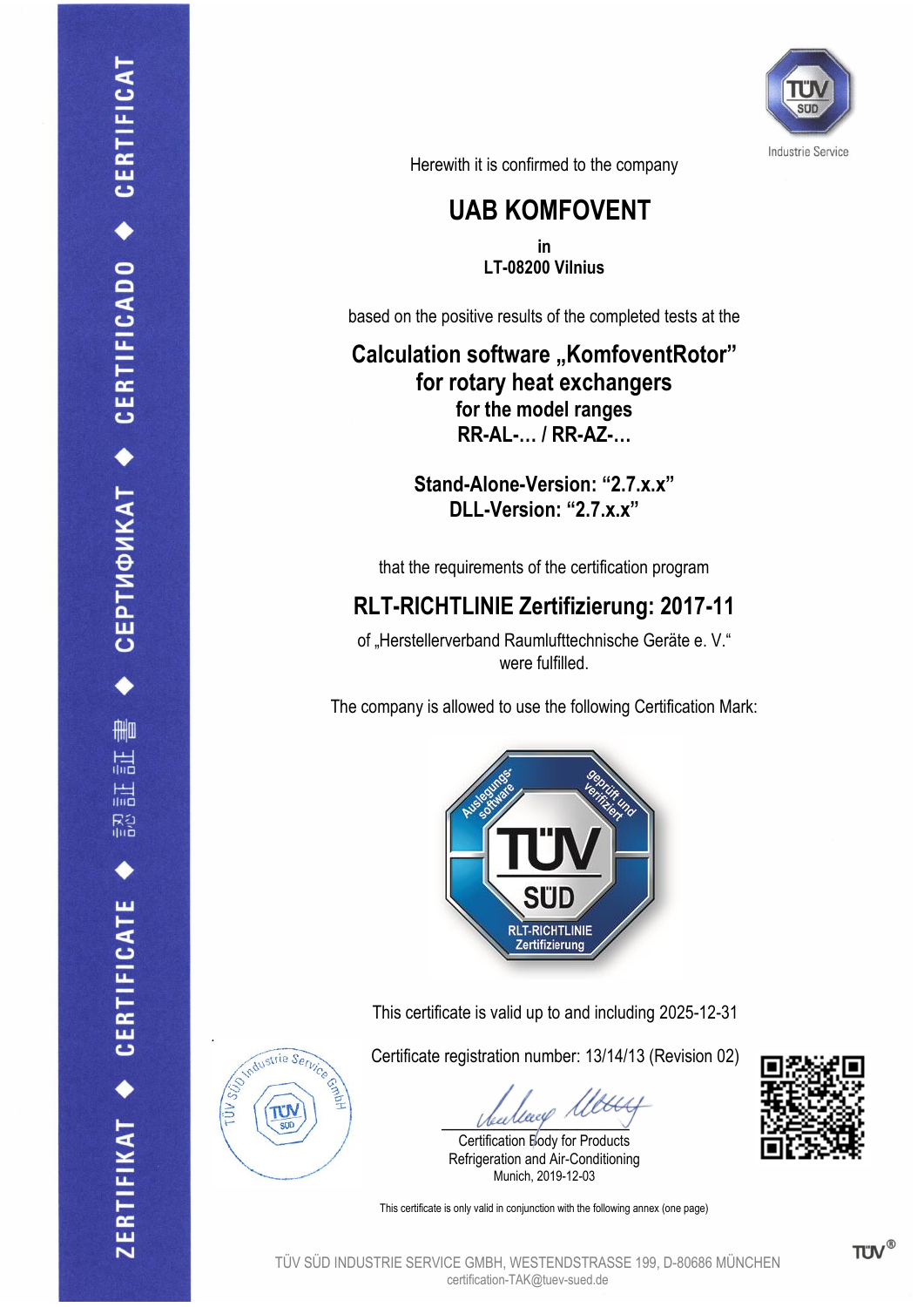Herewith it is confirmed to the company

# UAB KOMFOVENT

**in**
**LT-08200 Vilnius**

based on the positive results of the completed tests at the

## Calculation software „KomfoventRotor" for rotary heat exchangers

**for the model ranges**
**RR-AL-... / RR-AZ-...**

**Stand-Alone-Version: "2.7.x.x"**
**DLL-Version: "2.7.x.x"**

that the requirements of the certification program

## RLT-RICHTLINIE Zertifizierung: 2017-11

of „Herstellerverband Raumlufttechnische Geräte e. V."
were fulfilled.

The company is allowed to use the following Certification Mark:

This certificate is valid up to and including 2025-12-31

Certificate registration number: 13/14/13 (Revision 02)

Certification Body for Products
Refrigeration and Air-Conditioning
Munich, 2019-12-03

This certificate is only valid in conjunction with the following annex (one page)

TÜV SÜD INDUSTRIE SERVICE GMBH, WESTENDSTRASSE 199, D-80686 MÜNCHEN
certification-TAK@tuev-sued.de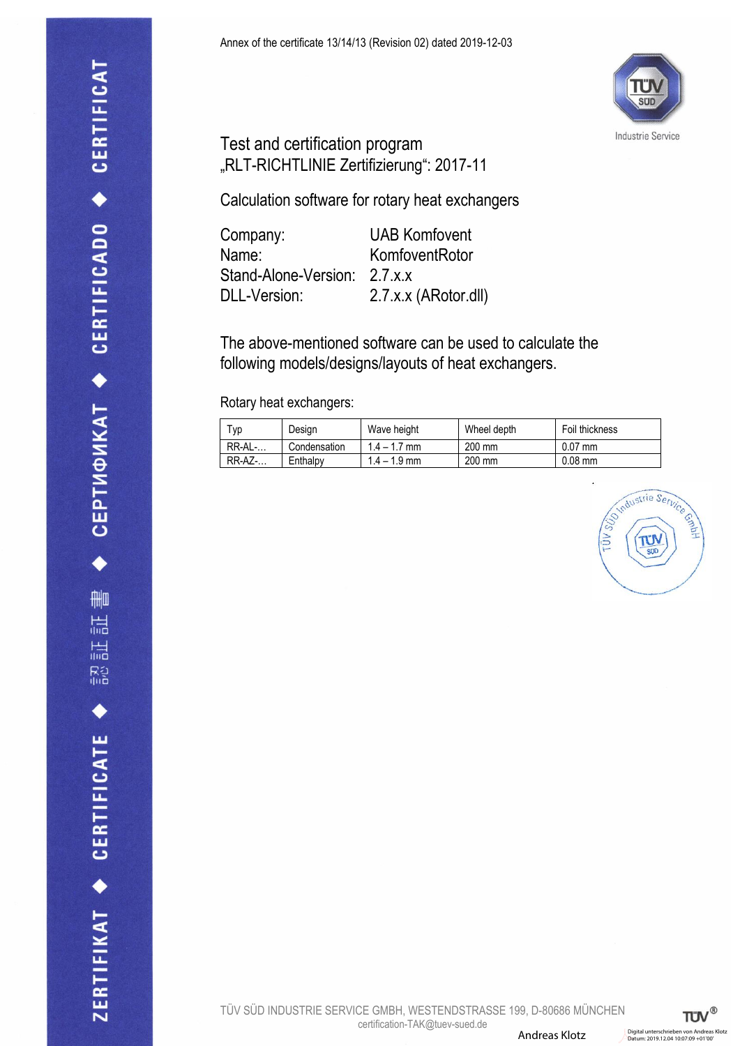Annex of the certificate 13/14/13 (Revision 02) dated 2019-12-03

Test and certification program
„RLT-RICHTLINIE Zertifizierung": 2017-11

Calculation software for rotary heat exchangers

Company: UAB Komfovent
Name: KomfoventRotor
Stand-Alone-Version: 2.7.x.x
DLL-Version: 2.7.x.x (ARotor.dll)

The above-mentioned software can be used to calculate the following models/designs/layouts of heat exchangers.

Rotary heat exchangers:

| Typ | Design | Wave height | Wheel depth | Foil thickness |
|---|---|---|---|---|
| RR-AL-... | Condensation | 1.4 – 1.7 mm | 200 mm | 0.07 mm |
| RR-AZ-... | Enthalpy | 1.4 – 1.9 mm | 200 mm | 0.08 mm |

TÜV SÜD Industrie Service GmbH

TÜV SÜD INDUSTRIE SERVICE GMBH, WESTENDSTRASSE 199, D-80686 MÜNCHEN
certification-TAK@tuev-sued.de

Andreas Klotz

Digital unterschrieben von Andreas Klotz
Datum: 2019.12.04 10:07:09 +01'00'